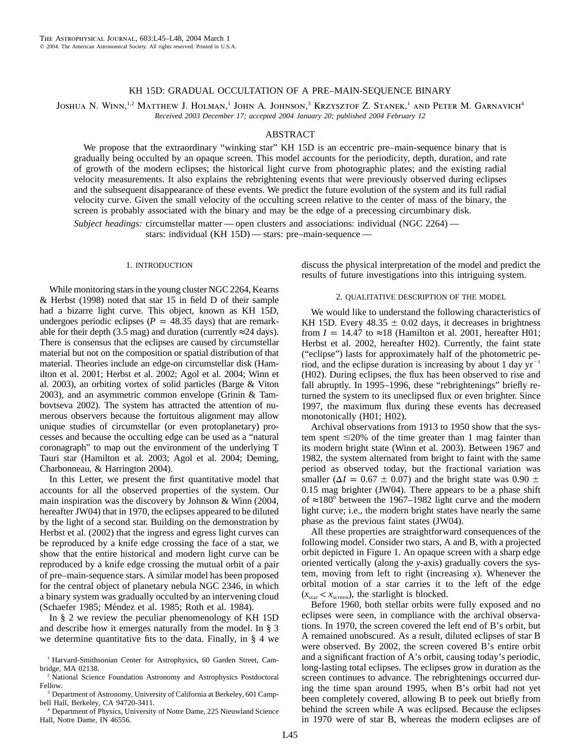# KH 15D: GRADUAL OCCULTATION OF A PRE–MAIN-SEQUENCE BINARY

Joshua N. Winn,[1,2] Matthew J. Holman,[1] John A. Johnson,[3] Krzysztof Z. Stanek,[1] and Peter M. Garnavich[4]

*Received 2003 December 17; accepted 2004 January 20; published 2004 February 12*

## ABSTRACT

We propose that the extraordinary "winking star" KH 15D is an eccentric pre–main-sequence binary that is gradually being occulted by an opaque screen. This model accounts for the periodicity, depth, duration, and rate of growth of the modern eclipses; the historical light curve from photographic plates; and the existing radial velocity measurements. It also explains the rebrightening events that were previously observed during eclipses and the subsequent disappearance of these events. We predict the future evolution of the system and its full radial velocity curve. Given the small velocity of the occulting screen relative to the center of mass of the binary, the screen is probably associated with the binary and may be the edge of a precessing circumbinary disk.

*Subject headings:* circumstellar matter — open clusters and associations: individual (NGC 2264) — stars: individual (KH 15D) — stars: pre–main-sequence —

## 1. INTRODUCTION

While monitoring stars in the young cluster NGC 2264, Kearns & Herbst (1998) noted that star 15 in field D of their sample had a bizarre light curve. This object, known as KH 15D, undergoes periodic eclipses ($P = 48.35$ days) that are remarkable for their depth (3.5 mag) and duration (currently ≈24 days). There is consensus that the eclipses are caused by circumstellar material but not on the composition or spatial distribution of that material. Theories include an edge-on circumstellar disk (Hamilton et al. 2001; Herbst et al. 2002; Agol et al. 2004; Winn et al. 2003), an orbiting vortex of solid particles (Barge & Viton 2003), and an asymmetric common envelope (Grinin & Tambovtseva 2002). The system has attracted the attention of numerous observers because the fortuitous alignment may allow unique studies of circumstellar (or even protoplanetary) processes and because the occulting edge can be used as a "natural coronagraph" to map out the environment of the underlying T Tauri star (Hamilton et al. 2003; Agol et al. 2004; Deming, Charbonneau, & Harrington 2004).

In this Letter, we present the first quantitative model that accounts for all the observed properties of the system. Our main inspiration was the discovery by Johnson & Winn (2004, hereafter JW04) that in 1970, the eclipses appeared to be diluted by the light of a second star. Building on the demonstration by Herbst et al. (2002) that the ingress and egress light curves can be reproduced by a knife edge crossing the face of a star, we show that the entire historical and modern light curve can be reproduced by a knife edge crossing the mutual orbit of a pair of pre–main-sequence stars. A similar model has been proposed for the central object of planetary nebula NGC 2346, in which a binary system was gradually occulted by an intervening cloud (Schaefer 1985; Méndez et al. 1985; Roth et al. 1984).

In § 2 we review the peculiar phenomenology of KH 15D and describe how it emerges naturally from the model. In § 3 we determine quantitative fits to the data. Finally, in § 4 we discuss the physical interpretation of the model and predict the results of future investigations into this intriguing system.

## 2. QUALITATIVE DESCRIPTION OF THE MODEL

We would like to understand the following characteristics of KH 15D. Every $48.35 \pm 0.02$ days, it decreases in brightness from $I = 14.47$ to ≈18 (Hamilton et al. 2001, hereafter H01; Herbst et al. 2002, hereafter H02). Currently, the faint state ("eclipse") lasts for approximately half of the photometric period, and the eclipse duration is increasing by about 1 day $\mathrm{yr}^{-1}$ (H02). During eclipses, the flux has been observed to rise and fall abruptly. In 1995–1996, these "rebrightenings" briefly returned the system to its uneclipsed flux or even brighter. Since 1997, the maximum flux during these events has decreased monotonically (H01; H02).

Archival observations from 1913 to 1950 show that the system spent ≲20% of the time greater than 1 mag fainter than its modern bright state (Winn et al. 2003). Between 1967 and 1982, the system alternated from bright to faint with the same period as observed today, but the fractional variation was smaller ($\Delta I = 0.67 \pm 0.07$) and the bright state was $0.90 \pm 0.15$ mag brighter (JW04). There appears to be a phase shift of ≈180° between the 1967–1982 light curve and the modern light curve; i.e., the modern bright states have nearly the same phase as the previous faint states (JW04).

All these properties are straightforward consequences of the following model. Consider two stars, A and B, with a projected orbit depicted in Figure 1. An opaque screen with a sharp edge oriented vertically (along the $y$-axis) gradually covers the system, moving from left to right (increasing $x$). Whenever the orbital motion of a star carries it to the left of the edge ($x_{\mathrm{star}} < x_{\mathrm{screen}}$), the starlight is blocked.

Before 1960, both stellar orbits were fully exposed and no eclipses were seen, in compliance with the archival observations. In 1970, the screen covered the left end of B's orbit, but A remained unobscured. As a result, diluted eclipses of star B were observed. By 2002, the screen covered B's entire orbit and a significant fraction of A's orbit, causing today's periodic, long-lasting total eclipses. The eclipses grow in duration as the screen continues to advance. The rebrightenings occurred during the time span around 1995, when B's orbit had not yet been completely covered, allowing B to peek out briefly from behind the screen while A was eclipsed. Because the eclipses in 1970 were of star B, whereas the modern eclipses are of

[1] Harvard-Smithsonian Center for Astrophysics, 60 Garden Street, Cambridge, MA 02138.

[2] National Science Foundation Astronomy and Astrophysics Postdoctoral Fellow.

[3] Department of Astronomy, University of California at Berkeley, 601 Campbell Hall, Berkeley, CA 94720-3411.

[4] Department of Physics, University of Notre Dame, 225 Nieuwland Science Hall, Notre Dame, IN 46556.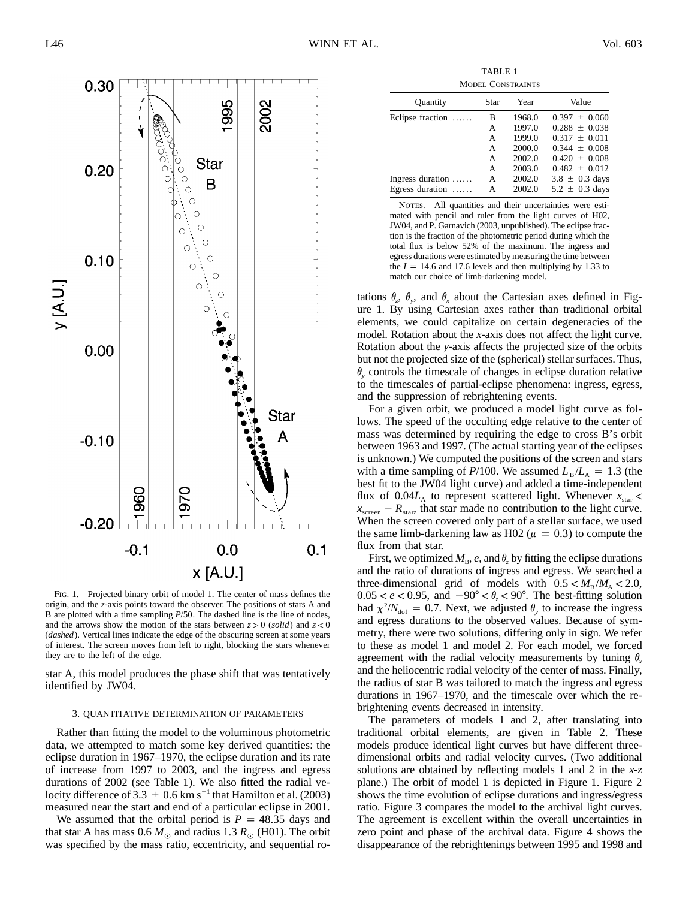Fig. 1.—Projected binary orbit of model 1. The center of mass defines the origin, and the $z$-axis points toward the observer. The positions of stars A and B are plotted with a time sampling $P/50$. The dashed line is the line of nodes, and the arrows show the motion of the stars between $z > 0$ (*solid*) and $z < 0$ (*dashed*). Vertical lines indicate the edge of the obscuring screen at some years of interest. The screen moves from left to right, blocking the stars whenever they are to the left of the edge.

star A, this model produces the phase shift that was tentatively identified by JW04.

### 3. QUANTITATIVE DETERMINATION OF PARAMETERS

Rather than fitting the model to the voluminous photometric data, we attempted to match some key derived quantities: the eclipse duration in 1967–1970, the eclipse duration and its rate of increase from 1997 to 2003, and the ingress and egress durations of 2002 (see Table 1). We also fitted the radial velocity difference of $3.3 \pm 0.6$ km s$^{-1}$ that Hamilton et al. (2003) measured near the start and end of a particular eclipse in 2001.

We assumed that the orbital period is $P = 48.35$ days and that star A has mass $0.6\,M_\odot$ and radius $1.3\,R_\odot$ (H01). The orbit was specified by the mass ratio, eccentricity, and sequential rotations $\theta_z$, $\theta_y$, and $\theta_x$ about the Cartesian axes defined in Figure 1. By using Cartesian axes rather than traditional orbital elements, we could capitalize on certain degeneracies of the model. Rotation about the $x$-axis does not affect the light curve. Rotation about the $y$-axis affects the projected size of the orbits but not the projected size of the (spherical) stellar surfaces. Thus, $\theta_y$ controls the timescale of changes in eclipse duration relative to the timescales of partial-eclipse phenomena: ingress, egress, and the suppression of rebrightening events.

TABLE 1
MODEL CONSTRAINTS

| Quantity | Star | Year | Value |
|---|---|---|---|
| Eclipse fraction ...... | B | 1968.0 | $0.397 \pm 0.060$ |
| | A | 1997.0 | $0.288 \pm 0.038$ |
| | A | 1999.0 | $0.317 \pm 0.011$ |
| | A | 2000.0 | $0.344 \pm 0.008$ |
| | A | 2002.0 | $0.420 \pm 0.008$ |
| | A | 2003.0 | $0.482 \pm 0.012$ |
| Ingress duration ...... | A | 2002.0 | $3.8 \pm 0.3$ days |
| Egress duration ...... | A | 2002.0 | $5.2 \pm 0.3$ days |

NOTES.—All quantities and their uncertainties were estimated with pencil and ruler from the light curves of H02, JW04, and P. Garnavich (2003, unpublished). The eclipse fraction is the fraction of the photometric period during which the total flux is below 52% of the maximum. The ingress and egress durations were estimated by measuring the time between the $I = 14.6$ and 17.6 levels and then multiplying by 1.33 to match our choice of limb-darkening model.

For a given orbit, we produced a model light curve as follows. The speed of the occulting edge relative to the center of mass was determined by requiring the edge to cross B's orbit between 1963 and 1997. (The actual starting year of the eclipses is unknown.) We computed the positions of the screen and stars with a time sampling of $P/100$. We assumed $L_{\rm B}/L_{\rm A} = 1.3$ (the best fit to the JW04 light curve) and added a time-independent flux of $0.04L_{\rm A}$ to represent scattered light. Whenever $x_{\rm star} < x_{\rm screen} - R_{\rm star}$, that star made no contribution to the light curve. When the screen covered only part of a stellar surface, we used the same limb-darkening law as H02 ($\mu = 0.3$) to compute the flux from that star.

First, we optimized $M_{\rm B}$, $e$, and $\theta_z$ by fitting the eclipse durations and the ratio of durations of ingress and egress. We searched a three-dimensional grid of models with $0.5 < M_{\rm B}/M_{\rm A} < 2.0$, $0.05 < e < 0.95$, and $-90° < \theta_z < 90°$. The best-fitting solution had $\chi^2/N_{\rm dof} = 0.7$. Next, we adjusted $\theta_y$ to increase the ingress and egress durations to the observed values. Because of symmetry, there were two solutions, differing only in sign. We refer to these as model 1 and model 2. For each model, we forced agreement with the radial velocity measurements by tuning $\theta_x$ and the heliocentric radial velocity of the center of mass. Finally, the radius of star B was tailored to match the ingress and egress durations in 1967–1970, and the timescale over which the rebrightening events decreased in intensity.

The parameters of models 1 and 2, after translating into traditional orbital elements, are given in Table 2. These models produce identical light curves but have different three-dimensional orbits and radial velocity curves. (Two additional solutions are obtained by reflecting models 1 and 2 in the $x$-$z$ plane.) The orbit of model 1 is depicted in Figure 1. Figure 2 shows the time evolution of eclipse durations and ingress/egress ratio. Figure 3 compares the model to the archival light curves. The agreement is excellent within the overall uncertainties in zero point and phase of the archival data. Figure 4 shows the disappearance of the rebrightenings between 1995 and 1998 and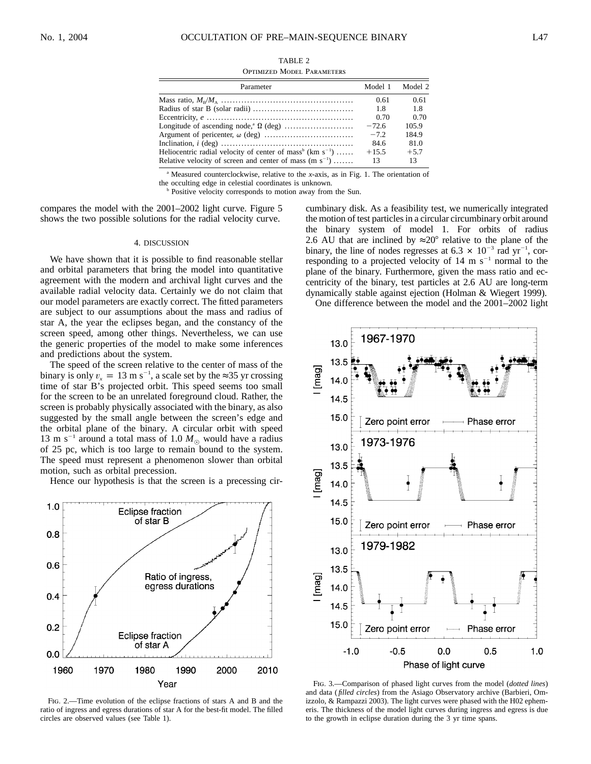TABLE 2

Optimized Model Parameters

| Parameter | Model 1 | Model 2 |
|---|---|---|
| Mass ratio, $M_B/M_A$ | 0.61 | 0.61 |
| Radius of star B (solar radii) | 1.8 | 1.8 |
| Eccentricity, $e$ | 0.70 | 0.70 |
| Longitude of ascending node,[a] $\Omega$ (deg) | −72.6 | 105.9 |
| Argument of pericenter, $\omega$ (deg) | −7.2 | 184.9 |
| Inclination, $i$ (deg) | 84.6 | 81.0 |
| Heliocentric radial velocity of center of mass[b] (km $s^{-1}$) | +15.5 | +5.7 |
| Relative velocity of screen and center of mass (m $s^{-1}$) | 13 | 13 |

[a] Measured counterclockwise, relative to the $x$-axis, as in Fig. 1. The orientation of the occulting edge in celestial coordinates is unknown.

[b] Positive velocity corresponds to motion away from the Sun.

compares the model with the 2001–2002 light curve. Figure 5 shows the two possible solutions for the radial velocity curve.

## 4. DISCUSSION

We have shown that it is possible to find reasonable stellar and orbital parameters that bring the model into quantitative agreement with the modern and archival light curves and the available radial velocity data. Certainly we do not claim that our model parameters are exactly correct. The fitted parameters are subject to our assumptions about the mass and radius of star A, the year the eclipses began, and the constancy of the screen speed, among other things. Nevertheless, we can use the generic properties of the model to make some inferences and predictions about the system.

The speed of the screen relative to the center of mass of the binary is only $v_x = 13$ m $s^{-1}$, a scale set by the ≈35 yr crossing time of star B's projected orbit. This speed seems too small for the screen to be an unrelated foreground cloud. Rather, the screen is probably physically associated with the binary, as also suggested by the small angle between the screen's edge and the orbital plane of the binary. A circular orbit with speed 13 m $s^{-1}$ around a total mass of 1.0 $M_\odot$ would have a radius of 25 pc, which is too large to remain bound to the system. The speed must represent a phenomenon slower than orbital motion, such as orbital precession.

Hence our hypothesis is that the screen is a precessing circumbinary disk. As a feasibility test, we numerically integrated the motion of test particles in a circular circumbinary orbit around the binary system of model 1. For orbits of radius 2.6 AU that are inclined by ≈20° relative to the plane of the binary, the line of nodes regresses at $6.3 \times 10^{-3}$ rad $yr^{-1}$, corresponding to a projected velocity of 14 m $s^{-1}$ normal to the plane of the binary. Furthermore, given the mass ratio and eccentricity of the binary, test particles at 2.6 AU are long-term dynamically stable against ejection (Holman & Wiegert 1999).

One difference between the model and the 2001–2002 light

Fig. 2.—Time evolution of the eclipse fractions of stars A and B and the ratio of ingress and egress durations of star A for the best-fit model. The filled circles are observed values (see Table 1).

Fig. 3.—Comparison of phased light curves from the model (*dotted lines*) and data (*filled circles*) from the Asiago Observatory archive (Barbieri, Omizzolo, & Rampazzi 2003). The light curves were phased with the H02 ephemeris. The thickness of the model light curves during ingress and egress is due to the growth in eclipse duration during the 3 yr time spans.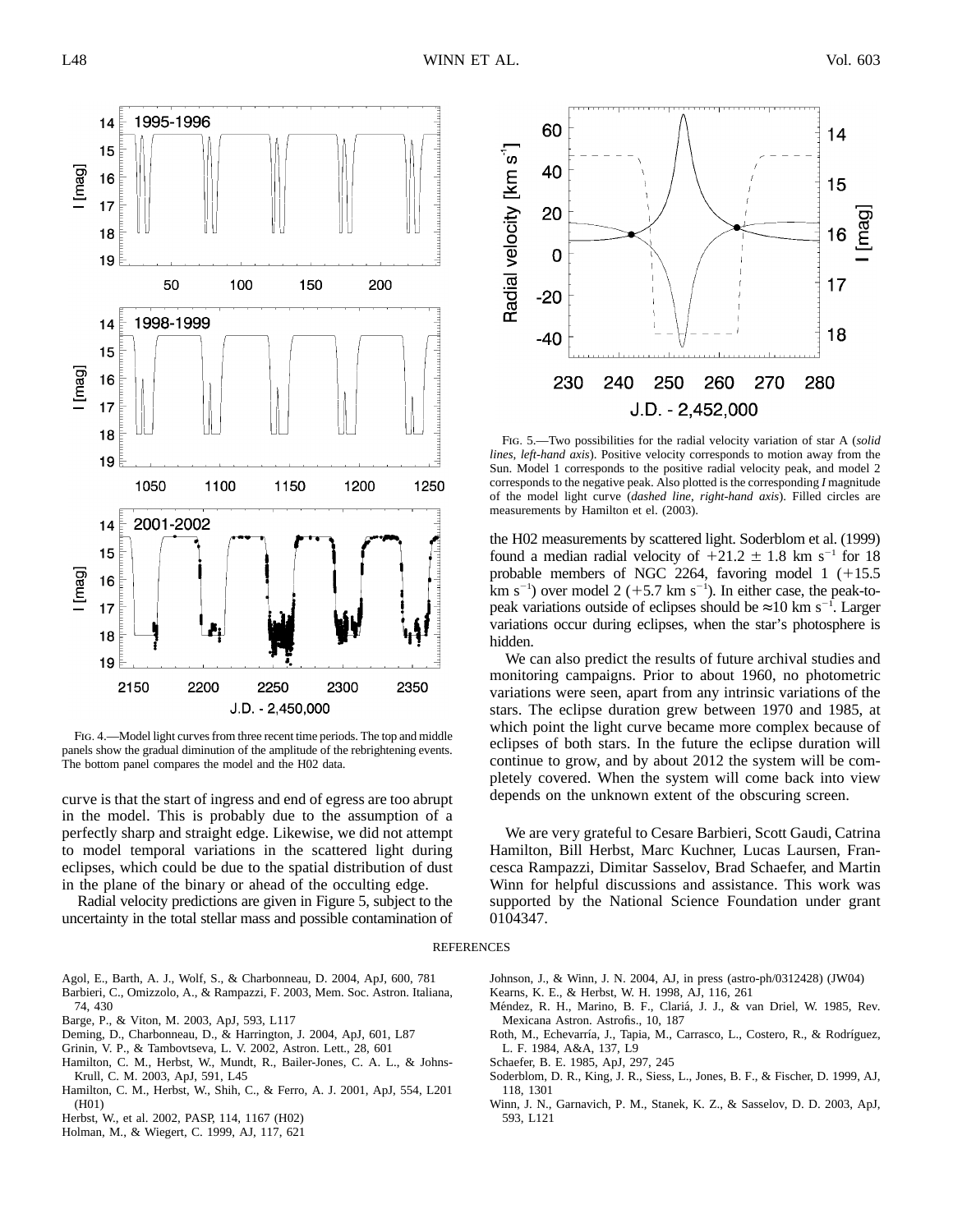1995-1996

I [mag]

14
15
16
17
18
19

50 100 150 200

1998-1999

I [mag]

14
15
16
17
18
19

1050 1100 1150 1200 1250

2001-2002

I [mag]

14
15
16
17
18
19

2150 2200 2250 2300 2350

J.D. - 2,450,000

FIG. 4.—Model light curves from three recent time periods. The top and middle panels show the gradual diminution of the amplitude of the rebrightening events. The bottom panel compares the model and the H02 data.

curve is that the start of ingress and end of egress are too abrupt in the model. This is probably due to the assumption of a perfectly sharp and straight edge. Likewise, we did not attempt to model temporal variations in the scattered light during eclipses, which could be due to the spatial distribution of dust in the plane of the binary or ahead of the occulting edge.

Radial velocity predictions are given in Figure 5, subject to the uncertainty in the total stellar mass and possible contamination of

Radial velocity [km s$^{-1}$]

60
40
20
0
-20
-40

I [mag]

14
15
16
17
18

230 240 250 260 270 280

J.D. - 2,452,000

FIG. 5.—Two possibilities for the radial velocity variation of star A (*solid lines, left-hand axis*). Positive velocity corresponds to motion away from the Sun. Model 1 corresponds to the positive radial velocity peak, and model 2 corresponds to the negative peak. Also plotted is the corresponding *I* magnitude of the model light curve (*dashed line, right-hand axis*). Filled circles are measurements by Hamilton et al. (2003).

the H02 measurements by scattered light. Soderblom et al. (1999) found a median radial velocity of $+21.2 \pm 1.8$ km s$^{-1}$ for 18 probable members of NGC 2264, favoring model 1 ($+15.5$ km s$^{-1}$) over model 2 ($+5.7$ km s$^{-1}$). In either case, the peak-to-peak variations outside of eclipses should be $\approx$10 km s$^{-1}$. Larger variations occur during eclipses, when the star's photosphere is hidden.

We can also predict the results of future archival studies and monitoring campaigns. Prior to about 1960, no photometric variations were seen, apart from any intrinsic variations of the stars. The eclipse duration grew between 1970 and 1985, at which point the light curve became more complex because of eclipses of both stars. In the future the eclipse duration will continue to grow, and by about 2012 the system will be completely covered. When the system will come back into view depends on the unknown extent of the obscuring screen.

We are very grateful to Cesare Barbieri, Scott Gaudi, Catrina Hamilton, Bill Herbst, Marc Kuchner, Lucas Laursen, Francesca Rampazzi, Dimitar Sasselov, Brad Schaefer, and Martin Winn for helpful discussions and assistance. This work was supported by the National Science Foundation under grant 0104347.

## REFERENCES

Agol, E., Barth, A. J., Wolf, S., & Charbonneau, D. 2004, ApJ, 600, 781
Barbieri, C., Omizzolo, A., & Rampazzi, F. 2003, Mem. Soc. Astron. Italiana, 74, 430
Barge, P., & Viton, M. 2003, ApJ, 593, L117
Deming, D., Charbonneau, D., & Harrington, J. 2004, ApJ, 601, L87
Grinin, V. P., & Tambovtseva, L. V. 2002, Astron. Lett., 28, 601
Hamilton, C. M., Herbst, W., Mundt, R., Bailer-Jones, C. A. L., & Johns-Krull, C. M. 2003, ApJ, 591, L45
Hamilton, C. M., Herbst, W., Shih, C., & Ferro, A. J. 2001, ApJ, 554, L201 (H01)
Herbst, W., et al. 2002, PASP, 114, 1167 (H02)
Holman, M., & Wiegert, C. 1999, AJ, 117, 621
Johnson, J., & Winn, J. N. 2004, AJ, in press (astro-ph/0312428) (JW04)
Kearns, K. E., & Herbst, W. H. 1998, AJ, 116, 261
Méndez, R. H., Marino, B. F., Clariá, J. J., & van Driel, W. 1985, Rev. Mexicana Astron. Astrofis., 10, 187
Roth, M., Echevarría, J., Tapia, M., Carrasco, L., Costero, R., & Rodríguez, L. F. 1984, A&A, 137, L9
Schaefer, B. E. 1985, ApJ, 297, 245
Soderblom, D. R., King, J. R., Siess, L., Jones, B. F., & Fischer, D. 1999, AJ, 118, 1301
Winn, J. N., Garnavich, P. M., Stanek, K. Z., & Sasselov, D. D. 2003, ApJ, 593, L121